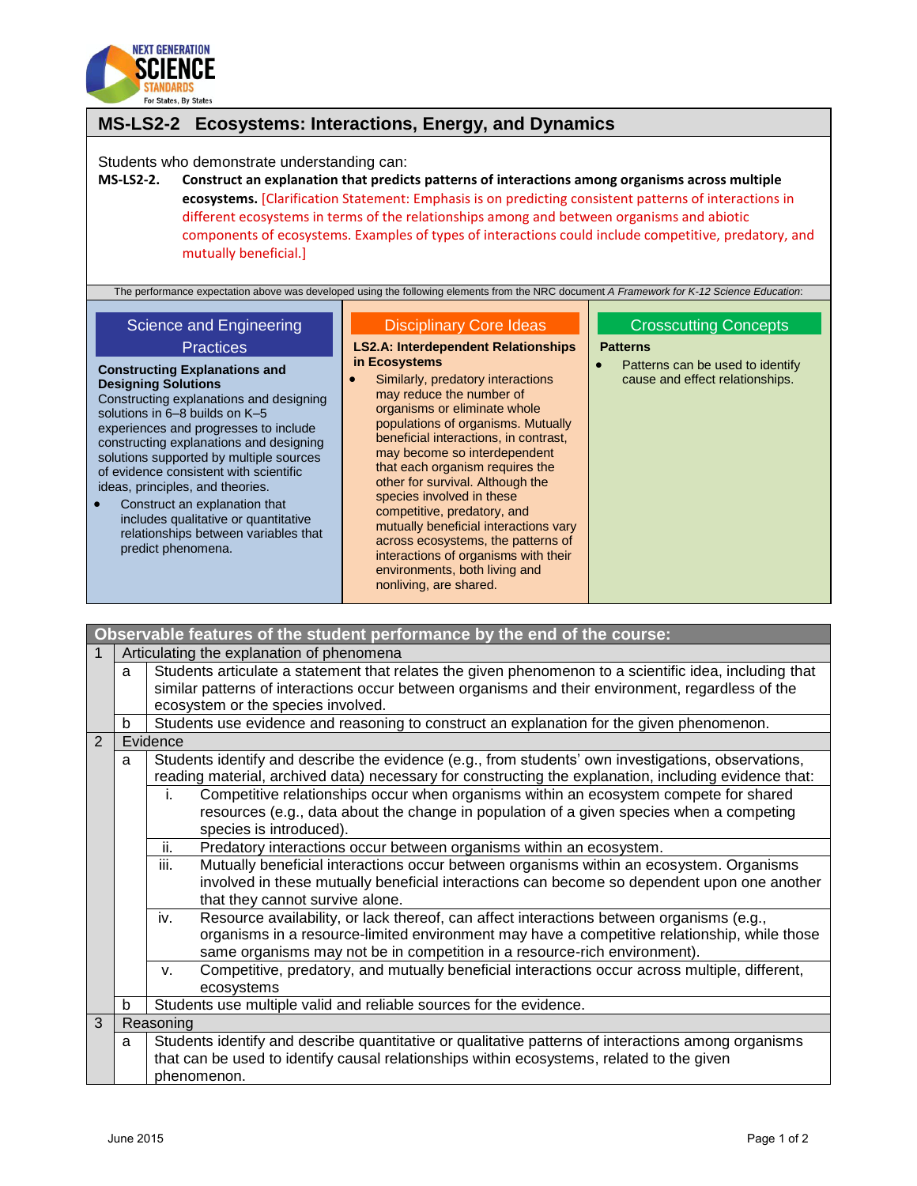# MS-LS2-2 Ecosystems: Interactions, Energy, and Dynamics

Students who demonstrate understanding can:

**MS-LS2-2. Construct an explanation that predicts patterns of interactions among organisms across multiple ecosystems.** [Clarification Statement: Emphasis is on predicting consistent patterns of interactions in different ecosystems in terms of the relationships among and between organisms and abiotic components of ecosystems. Examples of types of interactions could include competitive, predatory, and mutually beneficial.]

The performance expectation above was developed using the following elements from the NRC document *A Framework for K-12 Science Education*:

## Science and Engineering Practices

**Constructing Explanations and Designing Solutions**

Constructing explanations and designing solutions in 6–8 builds on K–5 experiences and progresses to include constructing explanations and designing solutions supported by multiple sources of evidence consistent with scientific ideas, principles, and theories.

- Construct an explanation that includes qualitative or quantitative relationships between variables that predict phenomena.

## Disciplinary Core Ideas

**LS2.A: Interdependent Relationships in Ecosystems**

- Similarly, predatory interactions may reduce the number of organisms or eliminate whole populations of organisms. Mutually beneficial interactions, in contrast, may become so interdependent that each organism requires the other for survival. Although the species involved in these competitive, predatory, and mutually beneficial interactions vary across ecosystems, the patterns of interactions of organisms with their environments, both living and nonliving, are shared.

## Crosscutting Concepts

**Patterns**

- Patterns can be used to identify cause and effect relationships.

## Observable features of the student performance by the end of the course:

| | | | |
|---|---|---|---|
| 1 | Articulating the explanation of phenomena | | |
| | a | Students articulate a statement that relates the given phenomenon to a scientific idea, including that similar patterns of interactions occur between organisms and their environment, regardless of the ecosystem or the species involved. | |
| | b | Students use evidence and reasoning to construct an explanation for the given phenomenon. | |
| 2 | Evidence | | |
| | a | Students identify and describe the evidence (e.g., from students' own investigations, observations, reading material, archived data) necessary for constructing the explanation, including evidence that: | |
| | | i. | Competitive relationships occur when organisms within an ecosystem compete for shared resources (e.g., data about the change in population of a given species when a competing species is introduced). |
| | | ii. | Predatory interactions occur between organisms within an ecosystem. |
| | | iii. | Mutually beneficial interactions occur between organisms within an ecosystem. Organisms involved in these mutually beneficial interactions can become so dependent upon one another that they cannot survive alone. |
| | | iv. | Resource availability, or lack thereof, can affect interactions between organisms (e.g., organisms in a resource-limited environment may have a competitive relationship, while those same organisms may not be in competition in a resource-rich environment). |
| | | v. | Competitive, predatory, and mutually beneficial interactions occur across multiple, different, ecosystems |
| | b | Students use multiple valid and reliable sources for the evidence. | |
| 3 | Reasoning | | |
| | a | Students identify and describe quantitative or qualitative patterns of interactions among organisms that can be used to identify causal relationships within ecosystems, related to the given phenomenon. | |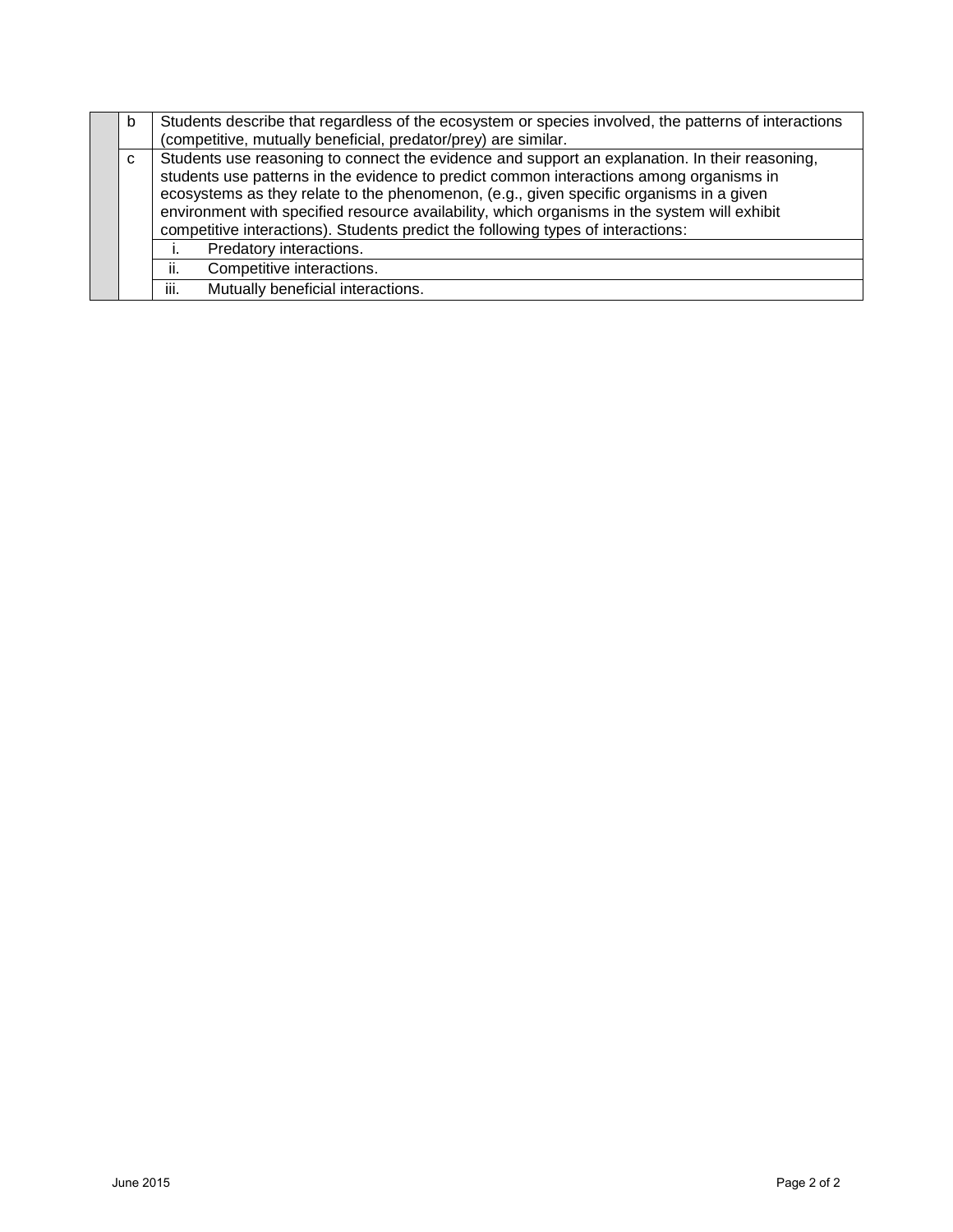| | | | |
|---|---|---|---|
| | b | Students describe that regardless of the ecosystem or species involved, the patterns of interactions (competitive, mutually beneficial, predator/prey) are similar. | |
| | c | Students use reasoning to connect the evidence and support an explanation. In their reasoning, students use patterns in the evidence to predict common interactions among organisms in ecosystems as they relate to the phenomenon, (e.g., given specific organisms in a given environment with specified resource availability, which organisms in the system will exhibit competitive interactions). Students predict the following types of interactions: | |
| | | i. | Predatory interactions. |
| | | ii. | Competitive interactions. |
| | | iii. | Mutually beneficial interactions. |

June 2015